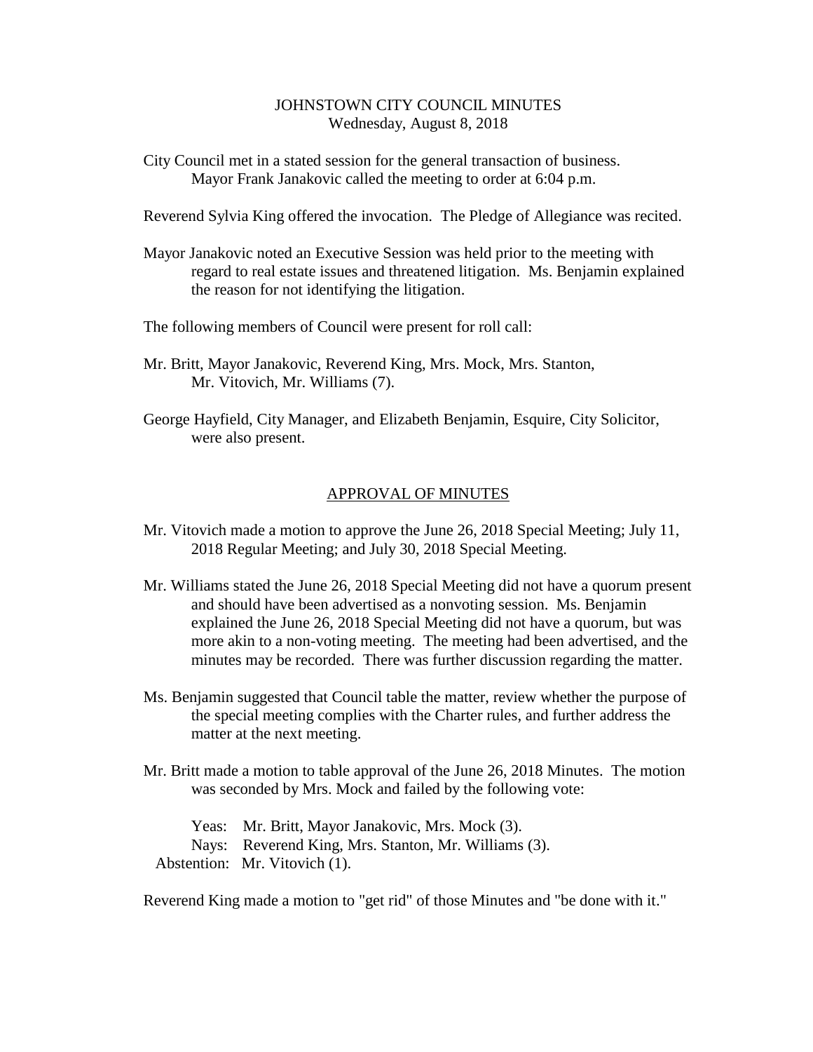# JOHNSTOWN CITY COUNCIL MINUTES

Wednesday, August 8, 2018

City Council met in a stated session for the general transaction of business. Mayor Frank Janakovic called the meeting to order at 6:04 p.m.

Reverend Sylvia King offered the invocation. The Pledge of Allegiance was recited.

Mayor Janakovic noted an Executive Session was held prior to the meeting with regard to real estate issues and threatened litigation. Ms. Benjamin explained the reason for not identifying the litigation.

The following members of Council were present for roll call:

Mr. Britt, Mayor Janakovic, Reverend King, Mrs. Mock, Mrs. Stanton, Mr. Vitovich, Mr. Williams (7).

George Hayfield, City Manager, and Elizabeth Benjamin, Esquire, City Solicitor, were also present.

## APPROVAL OF MINUTES

Mr. Vitovich made a motion to approve the June 26, 2018 Special Meeting; July 11, 2018 Regular Meeting; and July 30, 2018 Special Meeting.

Mr. Williams stated the June 26, 2018 Special Meeting did not have a quorum present and should have been advertised as a nonvoting session. Ms. Benjamin explained the June 26, 2018 Special Meeting did not have a quorum, but was more akin to a non-voting meeting. The meeting had been advertised, and the minutes may be recorded. There was further discussion regarding the matter.

Ms. Benjamin suggested that Council table the matter, review whether the purpose of the special meeting complies with the Charter rules, and further address the matter at the next meeting.

Mr. Britt made a motion to table approval of the June 26, 2018 Minutes. The motion was seconded by Mrs. Mock and failed by the following vote:

Yeas: Mr. Britt, Mayor Janakovic, Mrs. Mock (3).
Nays: Reverend King, Mrs. Stanton, Mr. Williams (3).
Abstention: Mr. Vitovich (1).

Reverend King made a motion to "get rid" of those Minutes and "be done with it."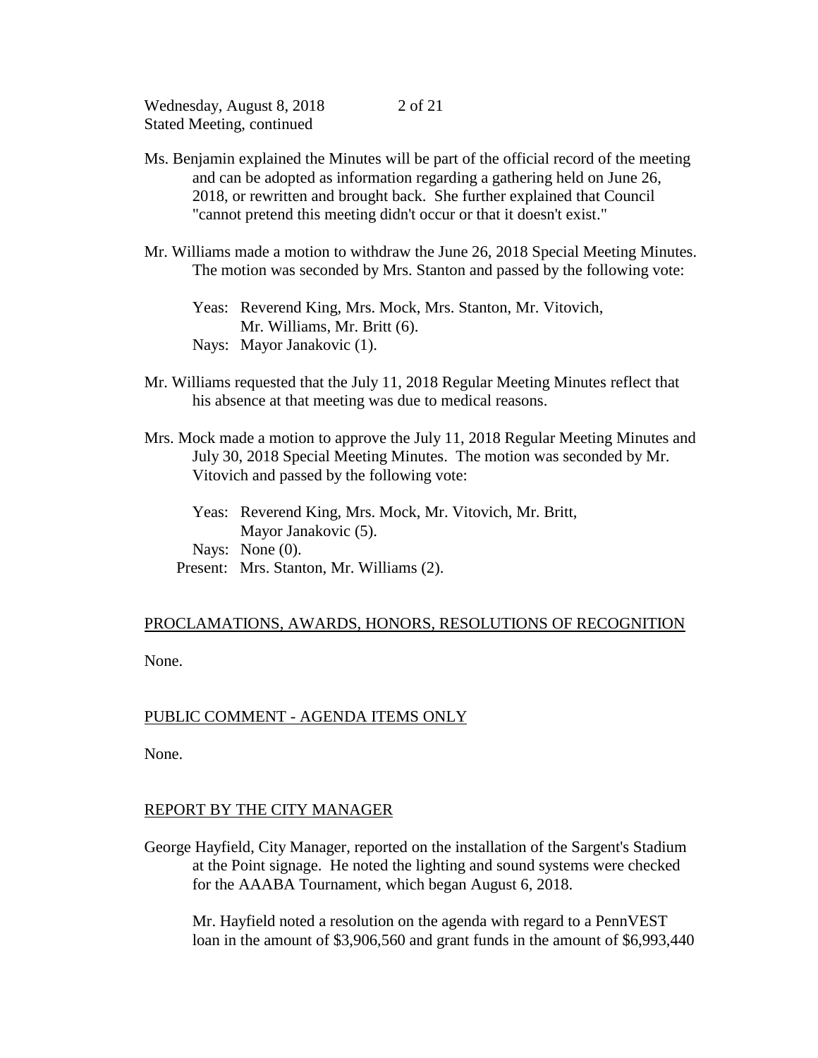Ms. Benjamin explained the Minutes will be part of the official record of the meeting and can be adopted as information regarding a gathering held on June 26, 2018, or rewritten and brought back. She further explained that Council "cannot pretend this meeting didn't occur or that it doesn't exist."

Mr. Williams made a motion to withdraw the June 26, 2018 Special Meeting Minutes. The motion was seconded by Mrs. Stanton and passed by the following vote:

Yeas: Reverend King, Mrs. Mock, Mrs. Stanton, Mr. Vitovich, Mr. Williams, Mr. Britt (6).
Nays: Mayor Janakovic (1).

Mr. Williams requested that the July 11, 2018 Regular Meeting Minutes reflect that his absence at that meeting was due to medical reasons.

Mrs. Mock made a motion to approve the July 11, 2018 Regular Meeting Minutes and July 30, 2018 Special Meeting Minutes. The motion was seconded by Mr. Vitovich and passed by the following vote:

Yeas: Reverend King, Mrs. Mock, Mr. Vitovich, Mr. Britt, Mayor Janakovic (5).
Nays: None (0).
Present: Mrs. Stanton, Mr. Williams (2).

## PROCLAMATIONS, AWARDS, HONORS, RESOLUTIONS OF RECOGNITION

None.

## PUBLIC COMMENT - AGENDA ITEMS ONLY

None.

## REPORT BY THE CITY MANAGER

George Hayfield, City Manager, reported on the installation of the Sargent's Stadium at the Point signage. He noted the lighting and sound systems were checked for the AAABA Tournament, which began August 6, 2018.

Mr. Hayfield noted a resolution on the agenda with regard to a PennVEST loan in the amount of $3,906,560 and grant funds in the amount of $6,993,440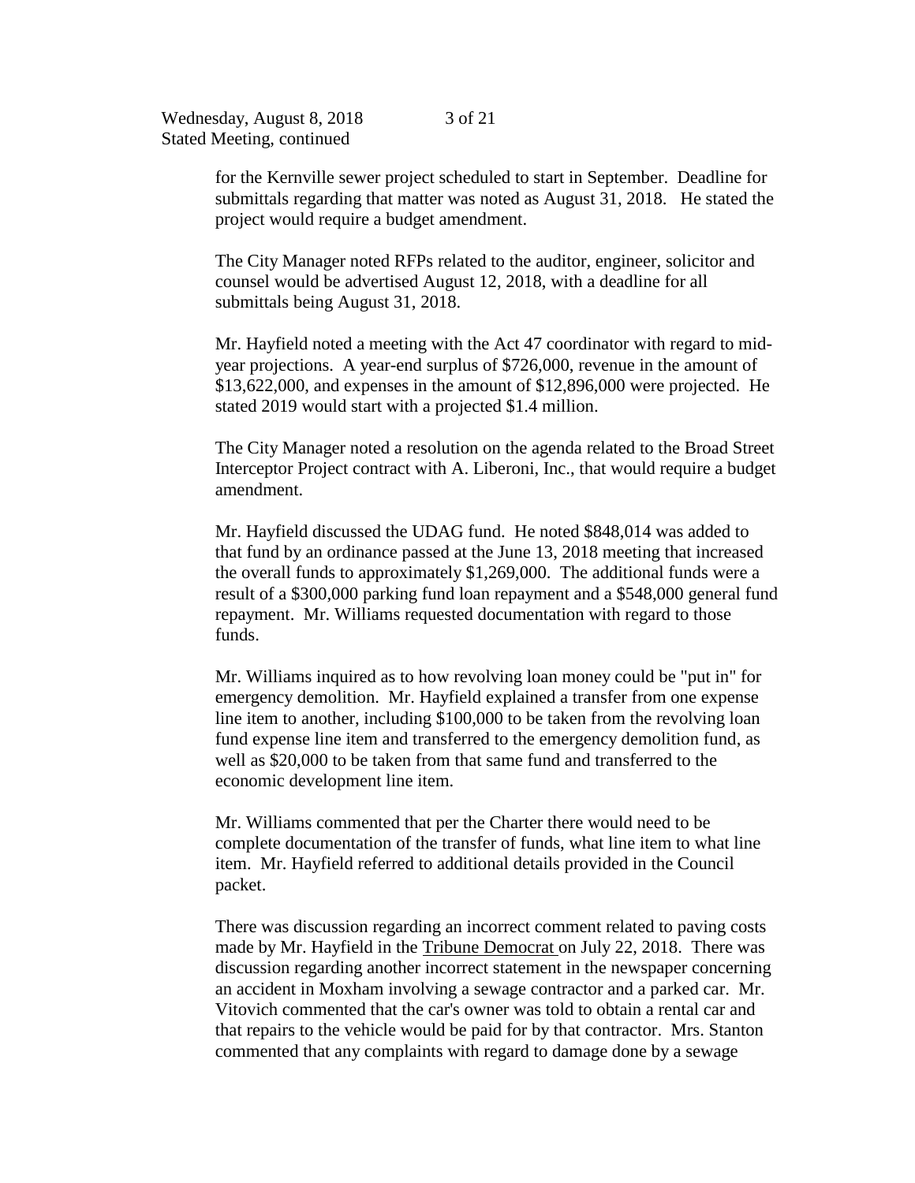for the Kernville sewer project scheduled to start in September. Deadline for submittals regarding that matter was noted as August 31, 2018. He stated the project would require a budget amendment.

The City Manager noted RFPs related to the auditor, engineer, solicitor and counsel would be advertised August 12, 2018, with a deadline for all submittals being August 31, 2018.

Mr. Hayfield noted a meeting with the Act 47 coordinator with regard to mid-year projections. A year-end surplus of $726,000, revenue in the amount of $13,622,000, and expenses in the amount of $12,896,000 were projected. He stated 2019 would start with a projected $1.4 million.

The City Manager noted a resolution on the agenda related to the Broad Street Interceptor Project contract with A. Liberoni, Inc., that would require a budget amendment.

Mr. Hayfield discussed the UDAG fund. He noted $848,014 was added to that fund by an ordinance passed at the June 13, 2018 meeting that increased the overall funds to approximately $1,269,000. The additional funds were a result of a $300,000 parking fund loan repayment and a $548,000 general fund repayment. Mr. Williams requested documentation with regard to those funds.

Mr. Williams inquired as to how revolving loan money could be "put in" for emergency demolition. Mr. Hayfield explained a transfer from one expense line item to another, including $100,000 to be taken from the revolving loan fund expense line item and transferred to the emergency demolition fund, as well as $20,000 to be taken from that same fund and transferred to the economic development line item.

Mr. Williams commented that per the Charter there would need to be complete documentation of the transfer of funds, what line item to what line item. Mr. Hayfield referred to additional details provided in the Council packet.

There was discussion regarding an incorrect comment related to paving costs made by Mr. Hayfield in the Tribune Democrat on July 22, 2018. There was discussion regarding another incorrect statement in the newspaper concerning an accident in Moxham involving a sewage contractor and a parked car. Mr. Vitovich commented that the car's owner was told to obtain a rental car and that repairs to the vehicle would be paid for by that contractor. Mrs. Stanton commented that any complaints with regard to damage done by a sewage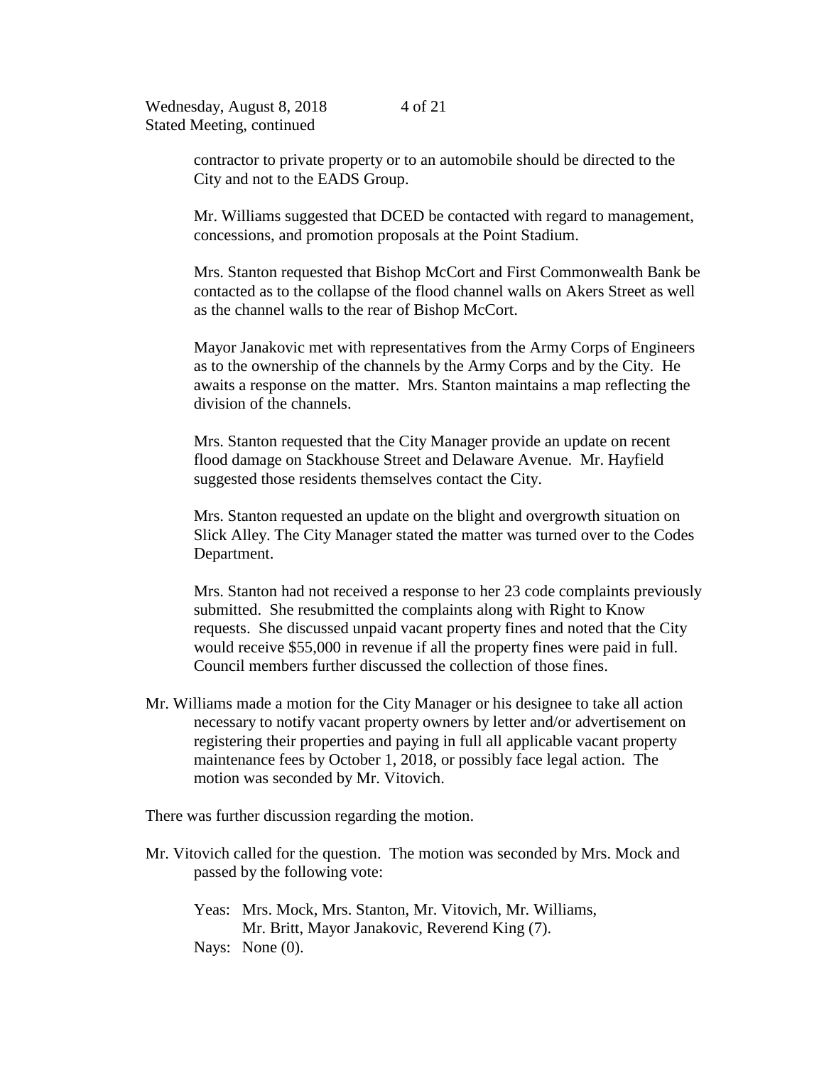contractor to private property or to an automobile should be directed to the City and not to the EADS Group.

Mr. Williams suggested that DCED be contacted with regard to management, concessions, and promotion proposals at the Point Stadium.

Mrs. Stanton requested that Bishop McCort and First Commonwealth Bank be contacted as to the collapse of the flood channel walls on Akers Street as well as the channel walls to the rear of Bishop McCort.

Mayor Janakovic met with representatives from the Army Corps of Engineers as to the ownership of the channels by the Army Corps and by the City. He awaits a response on the matter. Mrs. Stanton maintains a map reflecting the division of the channels.

Mrs. Stanton requested that the City Manager provide an update on recent flood damage on Stackhouse Street and Delaware Avenue. Mr. Hayfield suggested those residents themselves contact the City.

Mrs. Stanton requested an update on the blight and overgrowth situation on Slick Alley. The City Manager stated the matter was turned over to the Codes Department.

Mrs. Stanton had not received a response to her 23 code complaints previously submitted. She resubmitted the complaints along with Right to Know requests. She discussed unpaid vacant property fines and noted that the City would receive $55,000 in revenue if all the property fines were paid in full. Council members further discussed the collection of those fines.

Mr. Williams made a motion for the City Manager or his designee to take all action necessary to notify vacant property owners by letter and/or advertisement on registering their properties and paying in full all applicable vacant property maintenance fees by October 1, 2018, or possibly face legal action. The motion was seconded by Mr. Vitovich.

There was further discussion regarding the motion.

Mr. Vitovich called for the question. The motion was seconded by Mrs. Mock and passed by the following vote:

Yeas: Mrs. Mock, Mrs. Stanton, Mr. Vitovich, Mr. Williams, Mr. Britt, Mayor Janakovic, Reverend King (7).
Nays: None (0).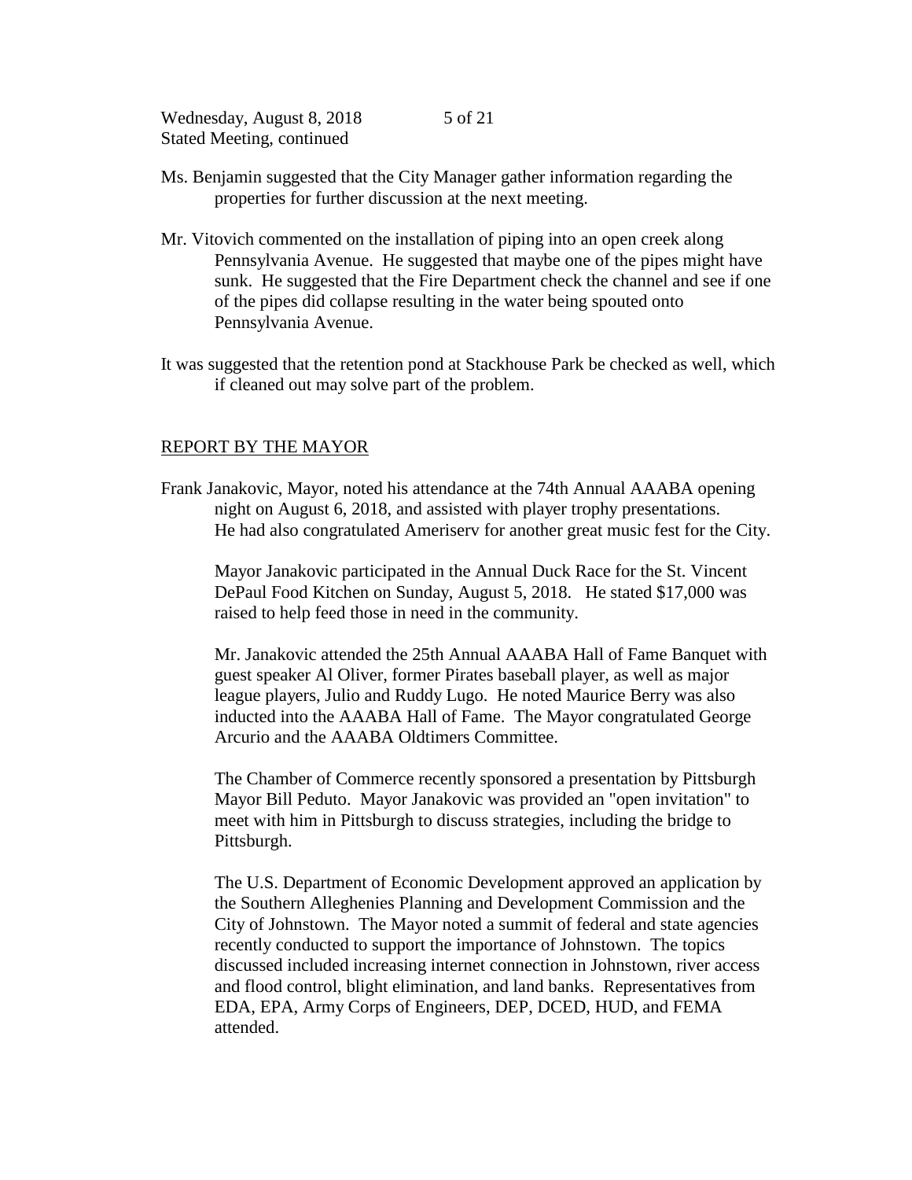Ms. Benjamin suggested that the City Manager gather information regarding the properties for further discussion at the next meeting.

Mr. Vitovich commented on the installation of piping into an open creek along Pennsylvania Avenue. He suggested that maybe one of the pipes might have sunk. He suggested that the Fire Department check the channel and see if one of the pipes did collapse resulting in the water being spouted onto Pennsylvania Avenue.

It was suggested that the retention pond at Stackhouse Park be checked as well, which if cleaned out may solve part of the problem.

## REPORT BY THE MAYOR

Frank Janakovic, Mayor, noted his attendance at the 74th Annual AAABA opening night on August 6, 2018, and assisted with player trophy presentations. He had also congratulated Ameriserv for another great music fest for the City.

Mayor Janakovic participated in the Annual Duck Race for the St. Vincent DePaul Food Kitchen on Sunday, August 5, 2018. He stated $17,000 was raised to help feed those in need in the community.

Mr. Janakovic attended the 25th Annual AAABA Hall of Fame Banquet with guest speaker Al Oliver, former Pirates baseball player, as well as major league players, Julio and Ruddy Lugo. He noted Maurice Berry was also inducted into the AAABA Hall of Fame. The Mayor congratulated George Arcurio and the AAABA Oldtimers Committee.

The Chamber of Commerce recently sponsored a presentation by Pittsburgh Mayor Bill Peduto. Mayor Janakovic was provided an "open invitation" to meet with him in Pittsburgh to discuss strategies, including the bridge to Pittsburgh.

The U.S. Department of Economic Development approved an application by the Southern Alleghenies Planning and Development Commission and the City of Johnstown. The Mayor noted a summit of federal and state agencies recently conducted to support the importance of Johnstown. The topics discussed included increasing internet connection in Johnstown, river access and flood control, blight elimination, and land banks. Representatives from EDA, EPA, Army Corps of Engineers, DEP, DCED, HUD, and FEMA attended.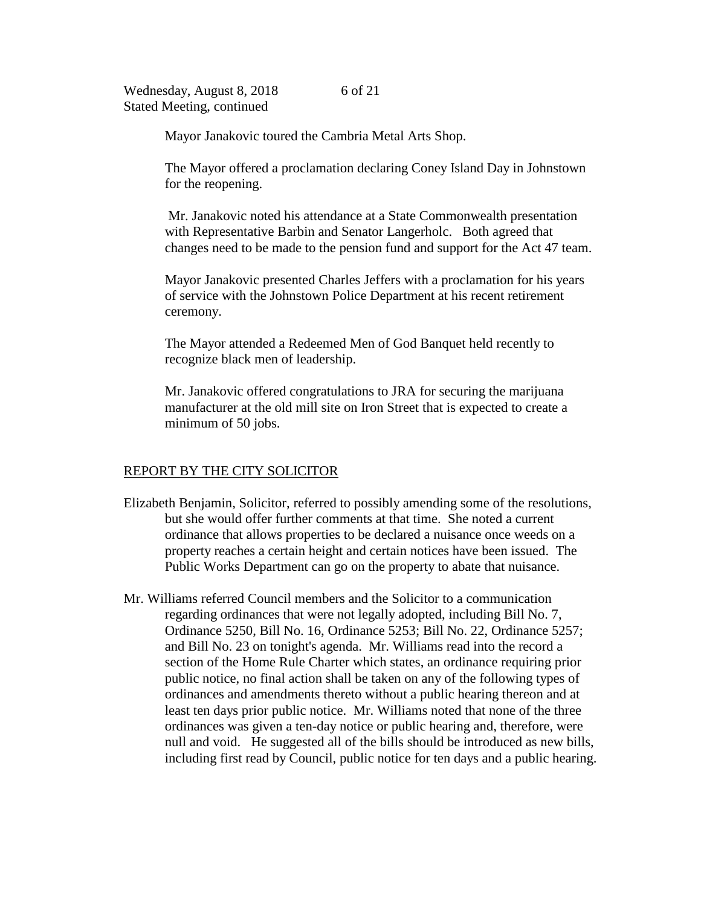Mayor Janakovic toured the Cambria Metal Arts Shop.

The Mayor offered a proclamation declaring Coney Island Day in Johnstown for the reopening.

Mr. Janakovic noted his attendance at a State Commonwealth presentation with Representative Barbin and Senator Langerholc. Both agreed that changes need to be made to the pension fund and support for the Act 47 team.

Mayor Janakovic presented Charles Jeffers with a proclamation for his years of service with the Johnstown Police Department at his recent retirement ceremony.

The Mayor attended a Redeemed Men of God Banquet held recently to recognize black men of leadership.

Mr. Janakovic offered congratulations to JRA for securing the marijuana manufacturer at the old mill site on Iron Street that is expected to create a minimum of 50 jobs.

## REPORT BY THE CITY SOLICITOR

Elizabeth Benjamin, Solicitor, referred to possibly amending some of the resolutions, but she would offer further comments at that time. She noted a current ordinance that allows properties to be declared a nuisance once weeds on a property reaches a certain height and certain notices have been issued. The Public Works Department can go on the property to abate that nuisance.

Mr. Williams referred Council members and the Solicitor to a communication regarding ordinances that were not legally adopted, including Bill No. 7, Ordinance 5250, Bill No. 16, Ordinance 5253; Bill No. 22, Ordinance 5257; and Bill No. 23 on tonight's agenda. Mr. Williams read into the record a section of the Home Rule Charter which states, an ordinance requiring prior public notice, no final action shall be taken on any of the following types of ordinances and amendments thereto without a public hearing thereon and at least ten days prior public notice. Mr. Williams noted that none of the three ordinances was given a ten-day notice or public hearing and, therefore, were null and void. He suggested all of the bills should be introduced as new bills, including first read by Council, public notice for ten days and a public hearing.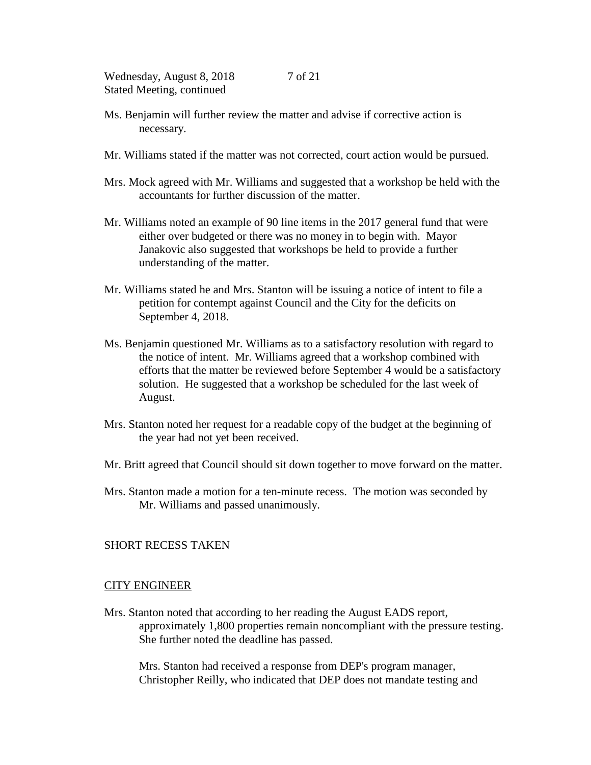Ms. Benjamin will further review the matter and advise if corrective action is necessary.

Mr. Williams stated if the matter was not corrected, court action would be pursued.

Mrs. Mock agreed with Mr. Williams and suggested that a workshop be held with the accountants for further discussion of the matter.

Mr. Williams noted an example of 90 line items in the 2017 general fund that were either over budgeted or there was no money in to begin with. Mayor Janakovic also suggested that workshops be held to provide a further understanding of the matter.

Mr. Williams stated he and Mrs. Stanton will be issuing a notice of intent to file a petition for contempt against Council and the City for the deficits on September 4, 2018.

Ms. Benjamin questioned Mr. Williams as to a satisfactory resolution with regard to the notice of intent. Mr. Williams agreed that a workshop combined with efforts that the matter be reviewed before September 4 would be a satisfactory solution. He suggested that a workshop be scheduled for the last week of August.

Mrs. Stanton noted her request for a readable copy of the budget at the beginning of the year had not yet been received.

Mr. Britt agreed that Council should sit down together to move forward on the matter.

Mrs. Stanton made a motion for a ten-minute recess. The motion was seconded by Mr. Williams and passed unanimously.

SHORT RECESS TAKEN

## CITY ENGINEER

Mrs. Stanton noted that according to her reading the August EADS report, approximately 1,800 properties remain noncompliant with the pressure testing. She further noted the deadline has passed.

Mrs. Stanton had received a response from DEP's program manager, Christopher Reilly, who indicated that DEP does not mandate testing and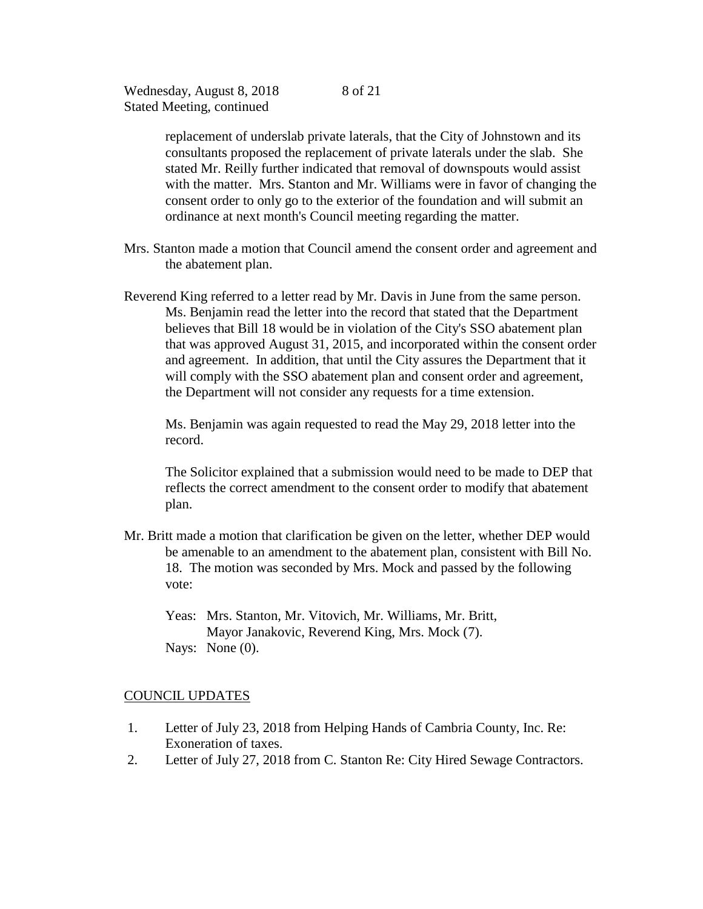replacement of underslab private laterals, that the City of Johnstown and its consultants proposed the replacement of private laterals under the slab. She stated Mr. Reilly further indicated that removal of downspouts would assist with the matter. Mrs. Stanton and Mr. Williams were in favor of changing the consent order to only go to the exterior of the foundation and will submit an ordinance at next month's Council meeting regarding the matter.

Mrs. Stanton made a motion that Council amend the consent order and agreement and the abatement plan.

Reverend King referred to a letter read by Mr. Davis in June from the same person. Ms. Benjamin read the letter into the record that stated that the Department believes that Bill 18 would be in violation of the City's SSO abatement plan that was approved August 31, 2015, and incorporated within the consent order and agreement. In addition, that until the City assures the Department that it will comply with the SSO abatement plan and consent order and agreement, the Department will not consider any requests for a time extension.

Ms. Benjamin was again requested to read the May 29, 2018 letter into the record.

The Solicitor explained that a submission would need to be made to DEP that reflects the correct amendment to the consent order to modify that abatement plan.

Mr. Britt made a motion that clarification be given on the letter, whether DEP would be amenable to an amendment to the abatement plan, consistent with Bill No. 18. The motion was seconded by Mrs. Mock and passed by the following vote:

Yeas: Mrs. Stanton, Mr. Vitovich, Mr. Williams, Mr. Britt, Mayor Janakovic, Reverend King, Mrs. Mock (7).
Nays: None (0).

## COUNCIL UPDATES

1. Letter of July 23, 2018 from Helping Hands of Cambria County, Inc. Re: Exoneration of taxes.
2. Letter of July 27, 2018 from C. Stanton Re: City Hired Sewage Contractors.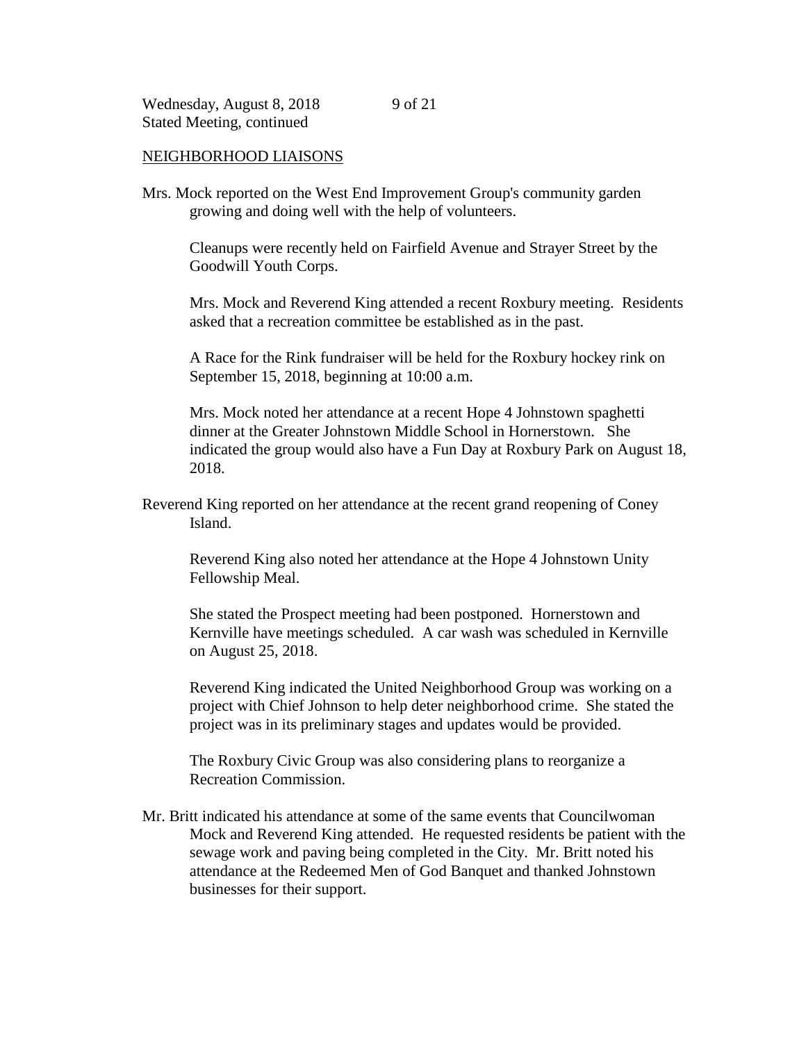## NEIGHBORHOOD LIAISONS

Mrs. Mock reported on the West End Improvement Group's community garden growing and doing well with the help of volunteers.

Cleanups were recently held on Fairfield Avenue and Strayer Street by the Goodwill Youth Corps.

Mrs. Mock and Reverend King attended a recent Roxbury meeting. Residents asked that a recreation committee be established as in the past.

A Race for the Rink fundraiser will be held for the Roxbury hockey rink on September 15, 2018, beginning at 10:00 a.m.

Mrs. Mock noted her attendance at a recent Hope 4 Johnstown spaghetti dinner at the Greater Johnstown Middle School in Hornerstown. She indicated the group would also have a Fun Day at Roxbury Park on August 18, 2018.

Reverend King reported on her attendance at the recent grand reopening of Coney Island.

Reverend King also noted her attendance at the Hope 4 Johnstown Unity Fellowship Meal.

She stated the Prospect meeting had been postponed. Hornerstown and Kernville have meetings scheduled. A car wash was scheduled in Kernville on August 25, 2018.

Reverend King indicated the United Neighborhood Group was working on a project with Chief Johnson to help deter neighborhood crime. She stated the project was in its preliminary stages and updates would be provided.

The Roxbury Civic Group was also considering plans to reorganize a Recreation Commission.

Mr. Britt indicated his attendance at some of the same events that Councilwoman Mock and Reverend King attended. He requested residents be patient with the sewage work and paving being completed in the City. Mr. Britt noted his attendance at the Redeemed Men of God Banquet and thanked Johnstown businesses for their support.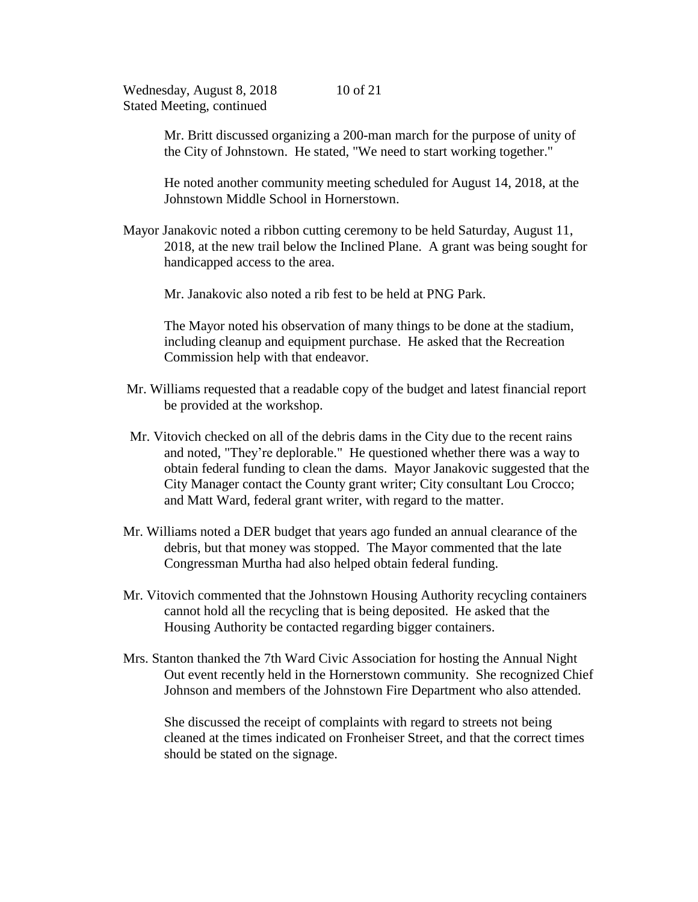Mr. Britt discussed organizing a 200-man march for the purpose of unity of the City of Johnstown. He stated, "We need to start working together."

He noted another community meeting scheduled for August 14, 2018, at the Johnstown Middle School in Hornerstown.

Mayor Janakovic noted a ribbon cutting ceremony to be held Saturday, August 11, 2018, at the new trail below the Inclined Plane. A grant was being sought for handicapped access to the area.

Mr. Janakovic also noted a rib fest to be held at PNG Park.

The Mayor noted his observation of many things to be done at the stadium, including cleanup and equipment purchase. He asked that the Recreation Commission help with that endeavor.

Mr. Williams requested that a readable copy of the budget and latest financial report be provided at the workshop.

Mr. Vitovich checked on all of the debris dams in the City due to the recent rains and noted, "They're deplorable." He questioned whether there was a way to obtain federal funding to clean the dams. Mayor Janakovic suggested that the City Manager contact the County grant writer; City consultant Lou Crocco; and Matt Ward, federal grant writer, with regard to the matter.

Mr. Williams noted a DER budget that years ago funded an annual clearance of the debris, but that money was stopped. The Mayor commented that the late Congressman Murtha had also helped obtain federal funding.

Mr. Vitovich commented that the Johnstown Housing Authority recycling containers cannot hold all the recycling that is being deposited. He asked that the Housing Authority be contacted regarding bigger containers.

Mrs. Stanton thanked the 7th Ward Civic Association for hosting the Annual Night Out event recently held in the Hornerstown community. She recognized Chief Johnson and members of the Johnstown Fire Department who also attended.

She discussed the receipt of complaints with regard to streets not being cleaned at the times indicated on Fronheiser Street, and that the correct times should be stated on the signage.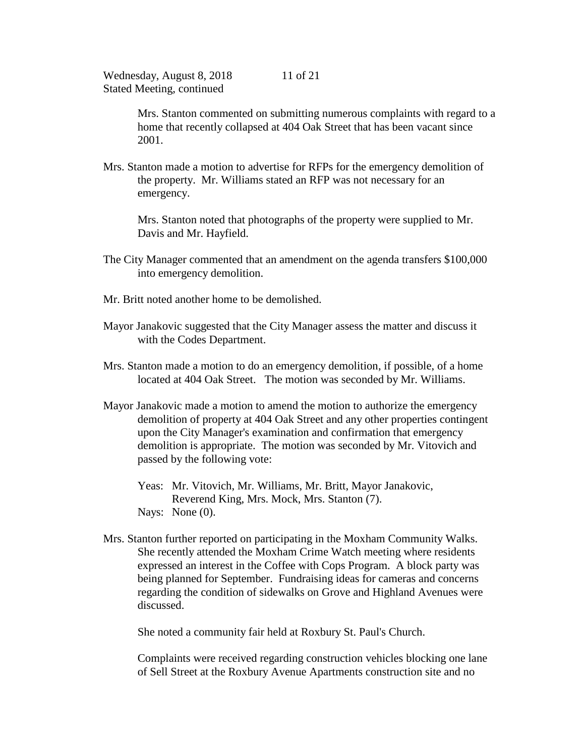Mrs. Stanton commented on submitting numerous complaints with regard to a home that recently collapsed at 404 Oak Street that has been vacant since 2001.

Mrs. Stanton made a motion to advertise for RFPs for the emergency demolition of the property. Mr. Williams stated an RFP was not necessary for an emergency.

Mrs. Stanton noted that photographs of the property were supplied to Mr. Davis and Mr. Hayfield.

The City Manager commented that an amendment on the agenda transfers $100,000 into emergency demolition.

Mr. Britt noted another home to be demolished.

Mayor Janakovic suggested that the City Manager assess the matter and discuss it with the Codes Department.

Mrs. Stanton made a motion to do an emergency demolition, if possible, of a home located at 404 Oak Street. The motion was seconded by Mr. Williams.

Mayor Janakovic made a motion to amend the motion to authorize the emergency demolition of property at 404 Oak Street and any other properties contingent upon the City Manager's examination and confirmation that emergency demolition is appropriate. The motion was seconded by Mr. Vitovich and passed by the following vote:

Yeas: Mr. Vitovich, Mr. Williams, Mr. Britt, Mayor Janakovic, Reverend King, Mrs. Mock, Mrs. Stanton (7).
Nays: None (0).

Mrs. Stanton further reported on participating in the Moxham Community Walks. She recently attended the Moxham Crime Watch meeting where residents expressed an interest in the Coffee with Cops Program. A block party was being planned for September. Fundraising ideas for cameras and concerns regarding the condition of sidewalks on Grove and Highland Avenues were discussed.

She noted a community fair held at Roxbury St. Paul's Church.

Complaints were received regarding construction vehicles blocking one lane of Sell Street at the Roxbury Avenue Apartments construction site and no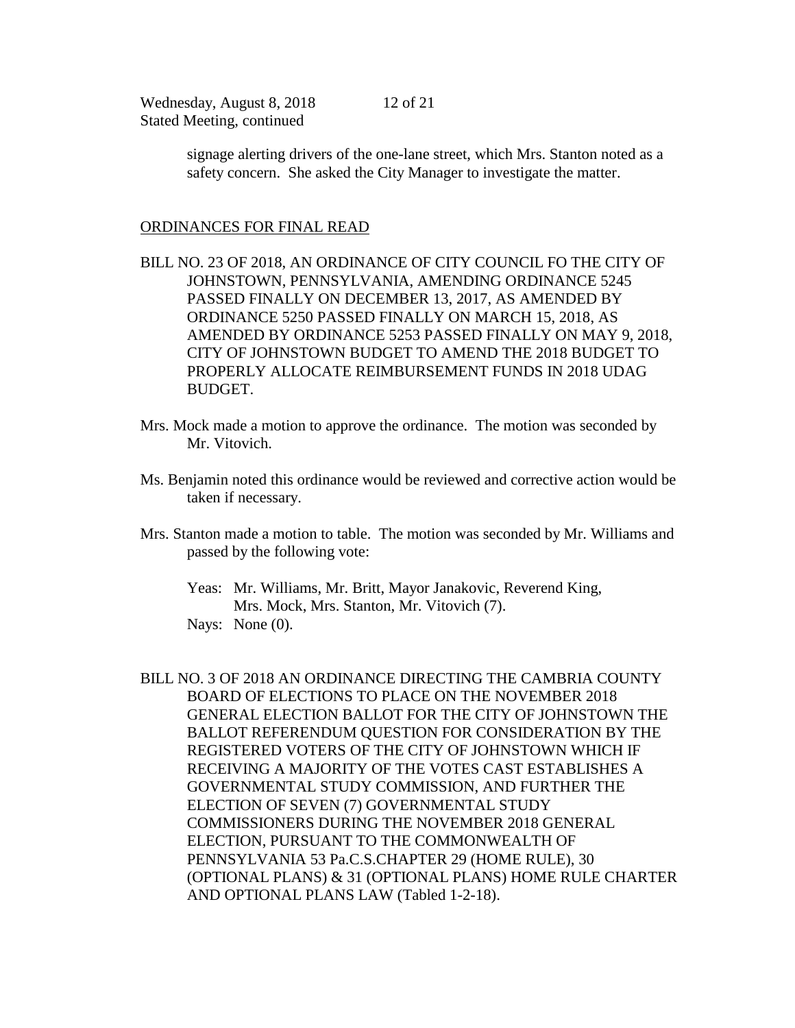signage alerting drivers of the one-lane street, which Mrs. Stanton noted as a safety concern. She asked the City Manager to investigate the matter.

ORDINANCES FOR FINAL READ

BILL NO. 23 OF 2018, AN ORDINANCE OF CITY COUNCIL FO THE CITY OF JOHNSTOWN, PENNSYLVANIA, AMENDING ORDINANCE 5245 PASSED FINALLY ON DECEMBER 13, 2017, AS AMENDED BY ORDINANCE 5250 PASSED FINALLY ON MARCH 15, 2018, AS AMENDED BY ORDINANCE 5253 PASSED FINALLY ON MAY 9, 2018, CITY OF JOHNSTOWN BUDGET TO AMEND THE 2018 BUDGET TO PROPERLY ALLOCATE REIMBURSEMENT FUNDS IN 2018 UDAG BUDGET.

Mrs. Mock made a motion to approve the ordinance. The motion was seconded by Mr. Vitovich.

Ms. Benjamin noted this ordinance would be reviewed and corrective action would be taken if necessary.

Mrs. Stanton made a motion to table. The motion was seconded by Mr. Williams and passed by the following vote:

Yeas: Mr. Williams, Mr. Britt, Mayor Janakovic, Reverend King, Mrs. Mock, Mrs. Stanton, Mr. Vitovich (7).
Nays: None (0).

BILL NO. 3 OF 2018 AN ORDINANCE DIRECTING THE CAMBRIA COUNTY BOARD OF ELECTIONS TO PLACE ON THE NOVEMBER 2018 GENERAL ELECTION BALLOT FOR THE CITY OF JOHNSTOWN THE BALLOT REFERENDUM QUESTION FOR CONSIDERATION BY THE REGISTERED VOTERS OF THE CITY OF JOHNSTOWN WHICH IF RECEIVING A MAJORITY OF THE VOTES CAST ESTABLISHES A GOVERNMENTAL STUDY COMMISSION, AND FURTHER THE ELECTION OF SEVEN (7) GOVERNMENTAL STUDY COMMISSIONERS DURING THE NOVEMBER 2018 GENERAL ELECTION, PURSUANT TO THE COMMONWEALTH OF PENNSYLVANIA 53 Pa.C.S.CHAPTER 29 (HOME RULE), 30 (OPTIONAL PLANS) & 31 (OPTIONAL PLANS) HOME RULE CHARTER AND OPTIONAL PLANS LAW (Tabled 1-2-18).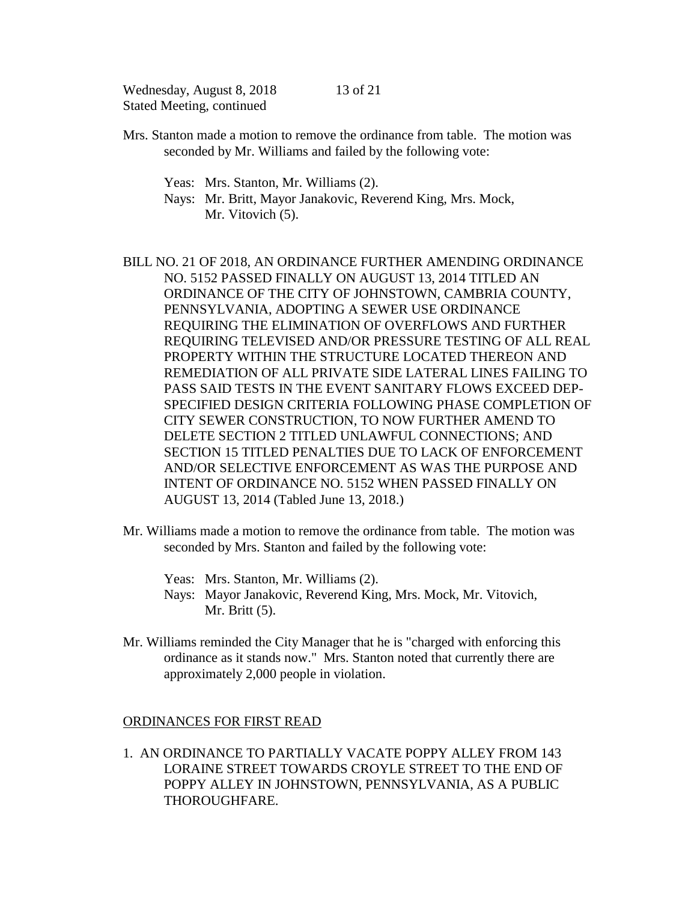Mrs. Stanton made a motion to remove the ordinance from table. The motion was seconded by Mr. Williams and failed by the following vote:

Yeas: Mrs. Stanton, Mr. Williams (2).
Nays: Mr. Britt, Mayor Janakovic, Reverend King, Mrs. Mock, Mr. Vitovich (5).

BILL NO. 21 OF 2018, AN ORDINANCE FURTHER AMENDING ORDINANCE NO. 5152 PASSED FINALLY ON AUGUST 13, 2014 TITLED AN ORDINANCE OF THE CITY OF JOHNSTOWN, CAMBRIA COUNTY, PENNSYLVANIA, ADOPTING A SEWER USE ORDINANCE REQUIRING THE ELIMINATION OF OVERFLOWS AND FURTHER REQUIRING TELEVISED AND/OR PRESSURE TESTING OF ALL REAL PROPERTY WITHIN THE STRUCTURE LOCATED THEREON AND REMEDIATION OF ALL PRIVATE SIDE LATERAL LINES FAILING TO PASS SAID TESTS IN THE EVENT SANITARY FLOWS EXCEED DEP-SPECIFIED DESIGN CRITERIA FOLLOWING PHASE COMPLETION OF CITY SEWER CONSTRUCTION, TO NOW FURTHER AMEND TO DELETE SECTION 2 TITLED UNLAWFUL CONNECTIONS; AND SECTION 15 TITLED PENALTIES DUE TO LACK OF ENFORCEMENT AND/OR SELECTIVE ENFORCEMENT AS WAS THE PURPOSE AND INTENT OF ORDINANCE NO. 5152 WHEN PASSED FINALLY ON AUGUST 13, 2014 (Tabled June 13, 2018.)

Mr. Williams made a motion to remove the ordinance from table. The motion was seconded by Mrs. Stanton and failed by the following vote:

Yeas: Mrs. Stanton, Mr. Williams (2).
Nays: Mayor Janakovic, Reverend King, Mrs. Mock, Mr. Vitovich, Mr. Britt (5).

Mr. Williams reminded the City Manager that he is "charged with enforcing this ordinance as it stands now." Mrs. Stanton noted that currently there are approximately 2,000 people in violation.

## ORDINANCES FOR FIRST READ

1. AN ORDINANCE TO PARTIALLY VACATE POPPY ALLEY FROM 143 LORAINE STREET TOWARDS CROYLE STREET TO THE END OF POPPY ALLEY IN JOHNSTOWN, PENNSYLVANIA, AS A PUBLIC THOROUGHFARE.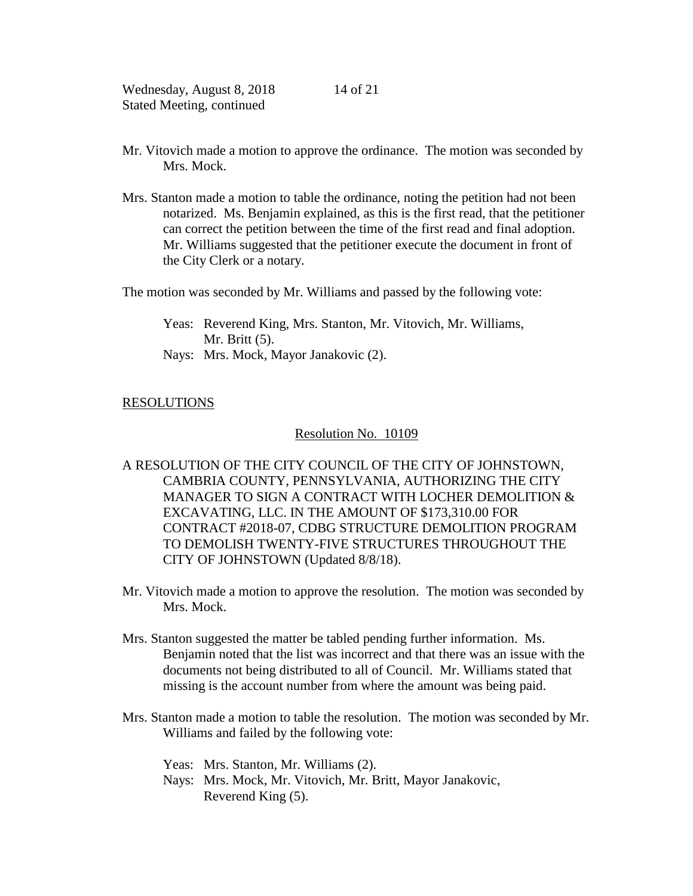Mr. Vitovich made a motion to approve the ordinance. The motion was seconded by Mrs. Mock.

Mrs. Stanton made a motion to table the ordinance, noting the petition had not been notarized. Ms. Benjamin explained, as this is the first read, that the petitioner can correct the petition between the time of the first read and final adoption. Mr. Williams suggested that the petitioner execute the document in front of the City Clerk or a notary.

The motion was seconded by Mr. Williams and passed by the following vote:

Yeas: Reverend King, Mrs. Stanton, Mr. Vitovich, Mr. Williams, Mr. Britt (5).
Nays: Mrs. Mock, Mayor Janakovic (2).

## RESOLUTIONS

### Resolution No. 10109

A RESOLUTION OF THE CITY COUNCIL OF THE CITY OF JOHNSTOWN, CAMBRIA COUNTY, PENNSYLVANIA, AUTHORIZING THE CITY MANAGER TO SIGN A CONTRACT WITH LOCHER DEMOLITION & EXCAVATING, LLC. IN THE AMOUNT OF $173,310.00 FOR CONTRACT #2018-07, CDBG STRUCTURE DEMOLITION PROGRAM TO DEMOLISH TWENTY-FIVE STRUCTURES THROUGHOUT THE CITY OF JOHNSTOWN (Updated 8/8/18).

Mr. Vitovich made a motion to approve the resolution. The motion was seconded by Mrs. Mock.

Mrs. Stanton suggested the matter be tabled pending further information. Ms. Benjamin noted that the list was incorrect and that there was an issue with the documents not being distributed to all of Council. Mr. Williams stated that missing is the account number from where the amount was being paid.

Mrs. Stanton made a motion to table the resolution. The motion was seconded by Mr. Williams and failed by the following vote:

Yeas: Mrs. Stanton, Mr. Williams (2).
Nays: Mrs. Mock, Mr. Vitovich, Mr. Britt, Mayor Janakovic, Reverend King (5).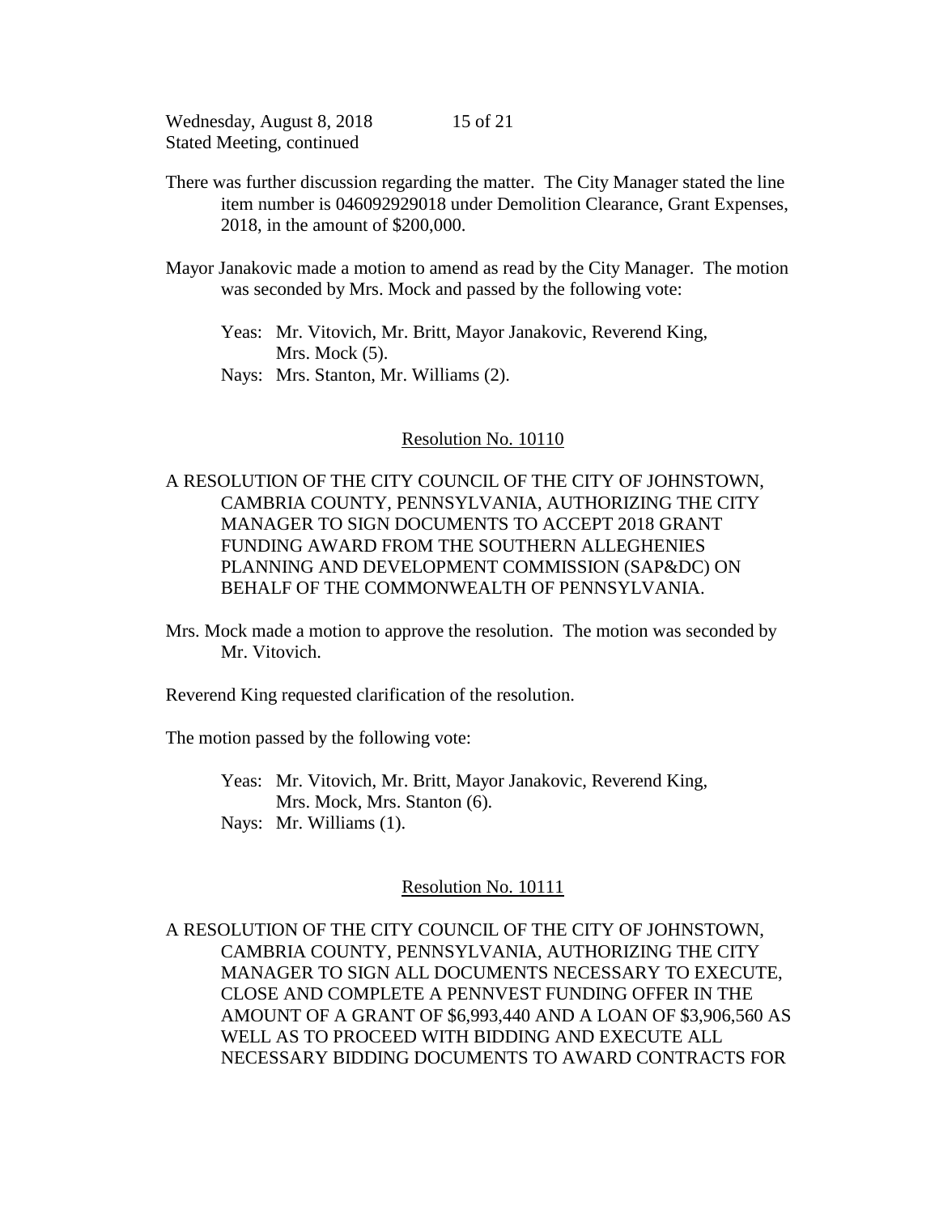There was further discussion regarding the matter. The City Manager stated the line item number is 046092929018 under Demolition Clearance, Grant Expenses, 2018, in the amount of $200,000.

Mayor Janakovic made a motion to amend as read by the City Manager. The motion was seconded by Mrs. Mock and passed by the following vote:

Yeas: Mr. Vitovich, Mr. Britt, Mayor Janakovic, Reverend King, Mrs. Mock (5).
Nays: Mrs. Stanton, Mr. Williams (2).

<u>Resolution No. 10110</u>

A RESOLUTION OF THE CITY COUNCIL OF THE CITY OF JOHNSTOWN, CAMBRIA COUNTY, PENNSYLVANIA, AUTHORIZING THE CITY MANAGER TO SIGN DOCUMENTS TO ACCEPT 2018 GRANT FUNDING AWARD FROM THE SOUTHERN ALLEGHENIES PLANNING AND DEVELOPMENT COMMISSION (SAP&DC) ON BEHALF OF THE COMMONWEALTH OF PENNSYLVANIA.

Mrs. Mock made a motion to approve the resolution. The motion was seconded by Mr. Vitovich.

Reverend King requested clarification of the resolution.

The motion passed by the following vote:

Yeas: Mr. Vitovich, Mr. Britt, Mayor Janakovic, Reverend King, Mrs. Mock, Mrs. Stanton (6).
Nays: Mr. Williams (1).

<u>Resolution No. 10111</u>

A RESOLUTION OF THE CITY COUNCIL OF THE CITY OF JOHNSTOWN, CAMBRIA COUNTY, PENNSYLVANIA, AUTHORIZING THE CITY MANAGER TO SIGN ALL DOCUMENTS NECESSARY TO EXECUTE, CLOSE AND COMPLETE A PENNVEST FUNDING OFFER IN THE AMOUNT OF A GRANT OF $6,993,440 AND A LOAN OF $3,906,560 AS WELL AS TO PROCEED WITH BIDDING AND EXECUTE ALL NECESSARY BIDDING DOCUMENTS TO AWARD CONTRACTS FOR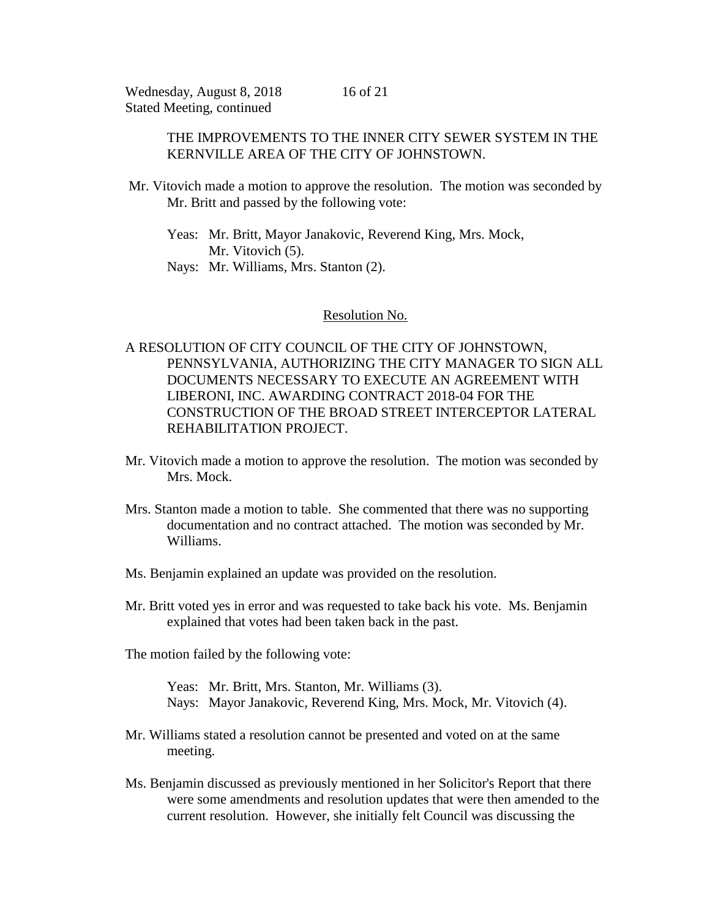THE IMPROVEMENTS TO THE INNER CITY SEWER SYSTEM IN THE KERNVILLE AREA OF THE CITY OF JOHNSTOWN.

Mr. Vitovich made a motion to approve the resolution. The motion was seconded by Mr. Britt and passed by the following vote:

Yeas: Mr. Britt, Mayor Janakovic, Reverend King, Mrs. Mock, Mr. Vitovich (5).
Nays: Mr. Williams, Mrs. Stanton (2).

Resolution No.

A RESOLUTION OF CITY COUNCIL OF THE CITY OF JOHNSTOWN, PENNSYLVANIA, AUTHORIZING THE CITY MANAGER TO SIGN ALL DOCUMENTS NECESSARY TO EXECUTE AN AGREEMENT WITH LIBERONI, INC. AWARDING CONTRACT 2018-04 FOR THE CONSTRUCTION OF THE BROAD STREET INTERCEPTOR LATERAL REHABILITATION PROJECT.

Mr. Vitovich made a motion to approve the resolution. The motion was seconded by Mrs. Mock.

Mrs. Stanton made a motion to table. She commented that there was no supporting documentation and no contract attached. The motion was seconded by Mr. Williams.

Ms. Benjamin explained an update was provided on the resolution.

Mr. Britt voted yes in error and was requested to take back his vote. Ms. Benjamin explained that votes had been taken back in the past.

The motion failed by the following vote:

Yeas: Mr. Britt, Mrs. Stanton, Mr. Williams (3).
Nays: Mayor Janakovic, Reverend King, Mrs. Mock, Mr. Vitovich (4).

Mr. Williams stated a resolution cannot be presented and voted on at the same meeting.

Ms. Benjamin discussed as previously mentioned in her Solicitor's Report that there were some amendments and resolution updates that were then amended to the current resolution. However, she initially felt Council was discussing the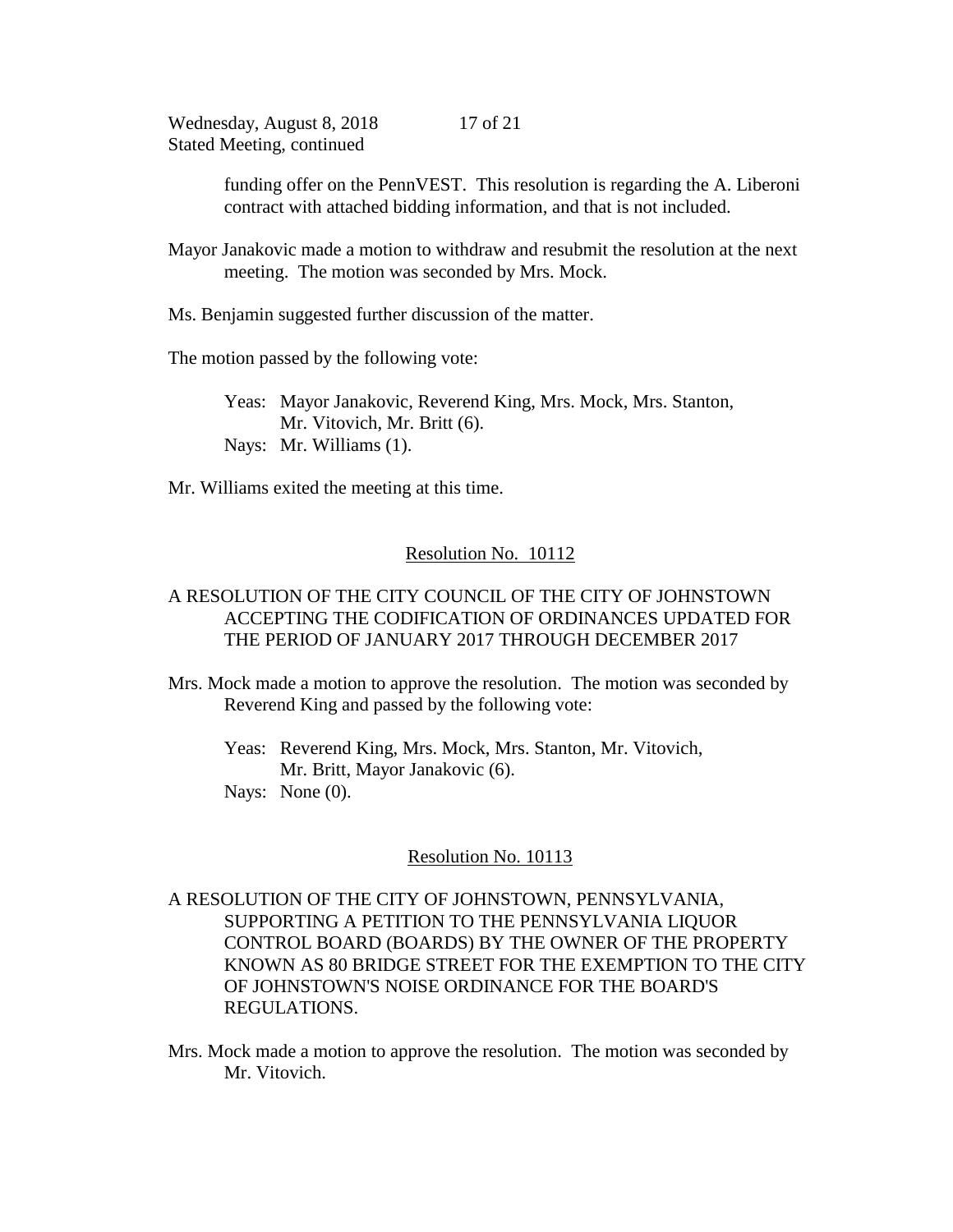funding offer on the PennVEST. This resolution is regarding the A. Liberoni contract with attached bidding information, and that is not included.

Mayor Janakovic made a motion to withdraw and resubmit the resolution at the next meeting. The motion was seconded by Mrs. Mock.

Ms. Benjamin suggested further discussion of the matter.

The motion passed by the following vote:

Yeas: Mayor Janakovic, Reverend King, Mrs. Mock, Mrs. Stanton, Mr. Vitovich, Mr. Britt (6).
Nays: Mr. Williams (1).

Mr. Williams exited the meeting at this time.

<u>Resolution No. 10112</u>

A RESOLUTION OF THE CITY COUNCIL OF THE CITY OF JOHNSTOWN ACCEPTING THE CODIFICATION OF ORDINANCES UPDATED FOR THE PERIOD OF JANUARY 2017 THROUGH DECEMBER 2017

Mrs. Mock made a motion to approve the resolution. The motion was seconded by Reverend King and passed by the following vote:

Yeas: Reverend King, Mrs. Mock, Mrs. Stanton, Mr. Vitovich, Mr. Britt, Mayor Janakovic (6).
Nays: None (0).

<u>Resolution No. 10113</u>

A RESOLUTION OF THE CITY OF JOHNSTOWN, PENNSYLVANIA, SUPPORTING A PETITION TO THE PENNSYLVANIA LIQUOR CONTROL BOARD (BOARDS) BY THE OWNER OF THE PROPERTY KNOWN AS 80 BRIDGE STREET FOR THE EXEMPTION TO THE CITY OF JOHNSTOWN'S NOISE ORDINANCE FOR THE BOARD'S REGULATIONS.

Mrs. Mock made a motion to approve the resolution. The motion was seconded by Mr. Vitovich.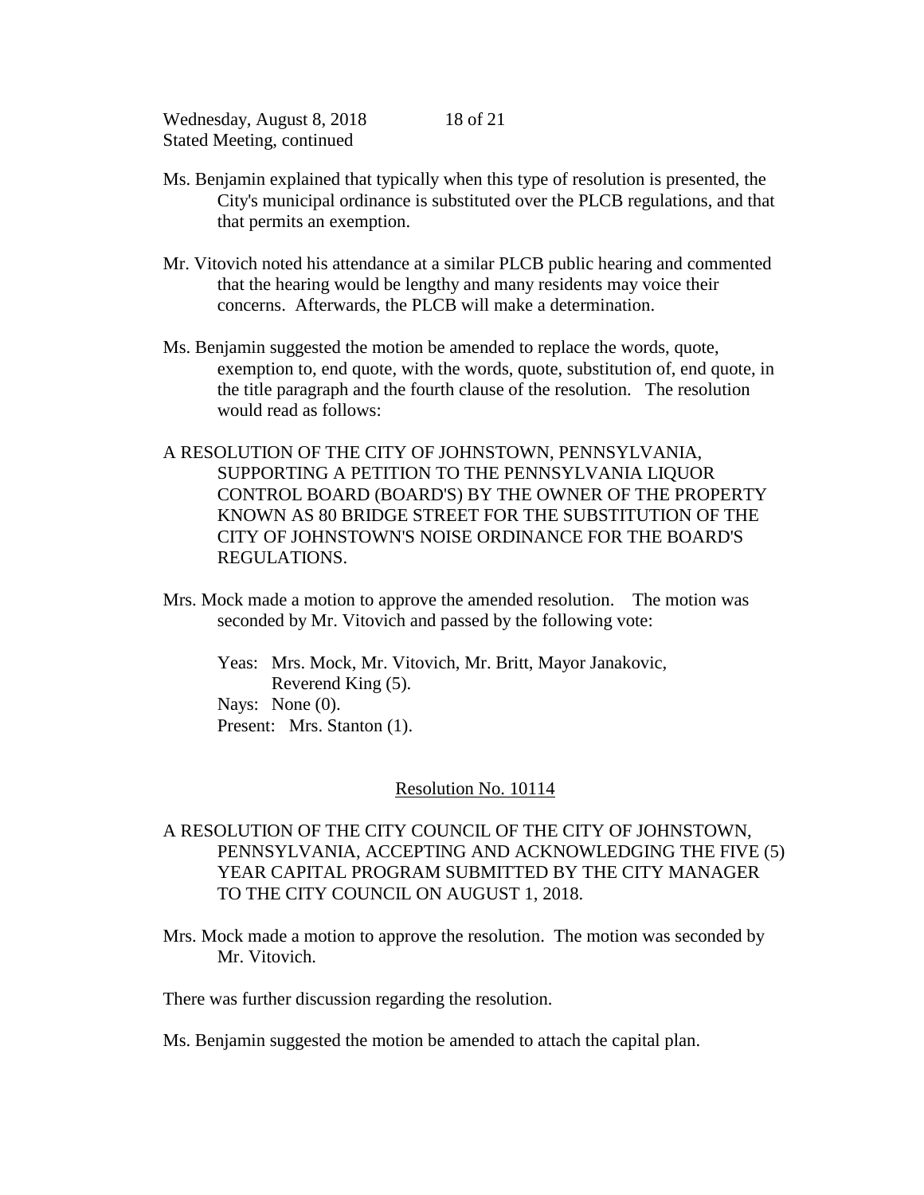Ms. Benjamin explained that typically when this type of resolution is presented, the City's municipal ordinance is substituted over the PLCB regulations, and that that permits an exemption.

Mr. Vitovich noted his attendance at a similar PLCB public hearing and commented that the hearing would be lengthy and many residents may voice their concerns. Afterwards, the PLCB will make a determination.

Ms. Benjamin suggested the motion be amended to replace the words, quote, exemption to, end quote, with the words, quote, substitution of, end quote, in the title paragraph and the fourth clause of the resolution. The resolution would read as follows:

A RESOLUTION OF THE CITY OF JOHNSTOWN, PENNSYLVANIA, SUPPORTING A PETITION TO THE PENNSYLVANIA LIQUOR CONTROL BOARD (BOARD'S) BY THE OWNER OF THE PROPERTY KNOWN AS 80 BRIDGE STREET FOR THE SUBSTITUTION OF THE CITY OF JOHNSTOWN'S NOISE ORDINANCE FOR THE BOARD'S REGULATIONS.

Mrs. Mock made a motion to approve the amended resolution. The motion was seconded by Mr. Vitovich and passed by the following vote:

Yeas: Mrs. Mock, Mr. Vitovich, Mr. Britt, Mayor Janakovic, Reverend King (5).
Nays: None (0).
Present: Mrs. Stanton (1).

## Resolution No. 10114

A RESOLUTION OF THE CITY COUNCIL OF THE CITY OF JOHNSTOWN, PENNSYLVANIA, ACCEPTING AND ACKNOWLEDGING THE FIVE (5) YEAR CAPITAL PROGRAM SUBMITTED BY THE CITY MANAGER TO THE CITY COUNCIL ON AUGUST 1, 2018.

Mrs. Mock made a motion to approve the resolution. The motion was seconded by Mr. Vitovich.

There was further discussion regarding the resolution.

Ms. Benjamin suggested the motion be amended to attach the capital plan.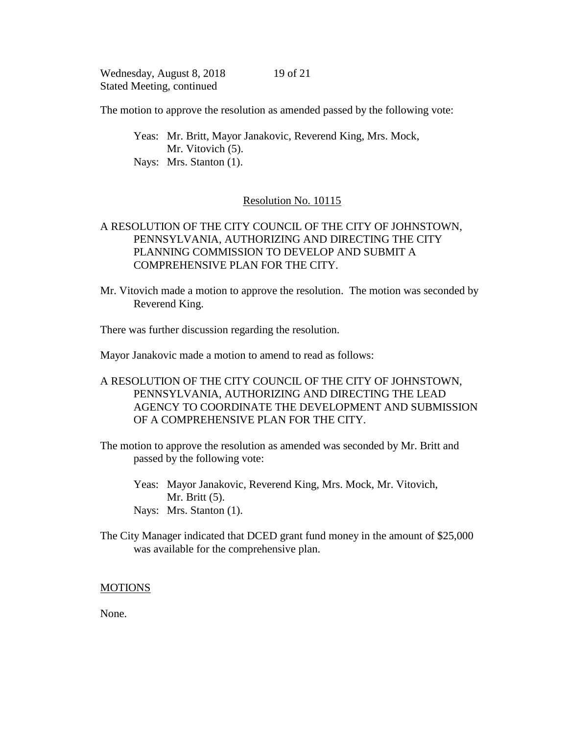The motion to approve the resolution as amended passed by the following vote:

> Yeas: Mr. Britt, Mayor Janakovic, Reverend King, Mrs. Mock, Mr. Vitovich (5).
> Nays: Mrs. Stanton (1).

<u>Resolution No. 10115</u>

A RESOLUTION OF THE CITY COUNCIL OF THE CITY OF JOHNSTOWN, PENNSYLVANIA, AUTHORIZING AND DIRECTING THE CITY PLANNING COMMISSION TO DEVELOP AND SUBMIT A COMPREHENSIVE PLAN FOR THE CITY.

Mr. Vitovich made a motion to approve the resolution. The motion was seconded by Reverend King.

There was further discussion regarding the resolution.

Mayor Janakovic made a motion to amend to read as follows:

A RESOLUTION OF THE CITY COUNCIL OF THE CITY OF JOHNSTOWN, PENNSYLVANIA, AUTHORIZING AND DIRECTING THE LEAD AGENCY TO COORDINATE THE DEVELOPMENT AND SUBMISSION OF A COMPREHENSIVE PLAN FOR THE CITY.

The motion to approve the resolution as amended was seconded by Mr. Britt and passed by the following vote:

> Yeas: Mayor Janakovic, Reverend King, Mrs. Mock, Mr. Vitovich, Mr. Britt (5).
> Nays: Mrs. Stanton (1).

The City Manager indicated that DCED grant fund money in the amount of $25,000 was available for the comprehensive plan.

<u>MOTIONS</u>

None.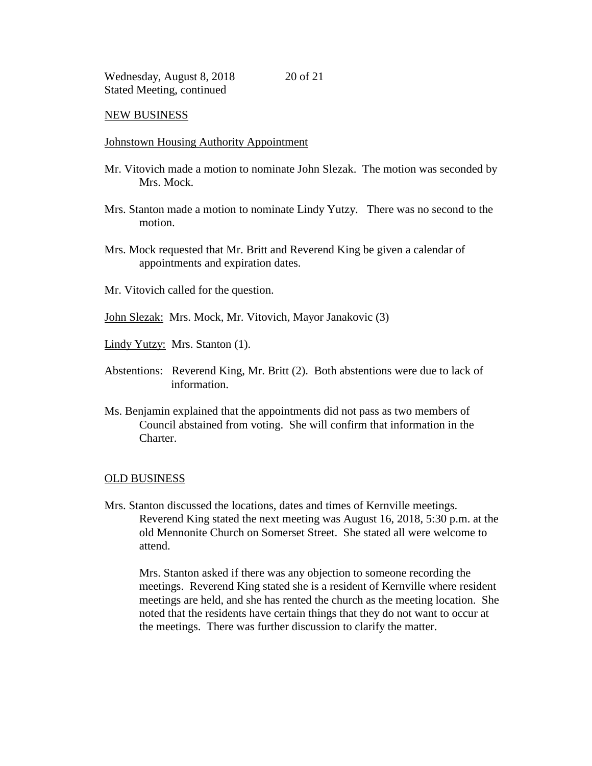## NEW BUSINESS

### Johnstown Housing Authority Appointment

Mr. Vitovich made a motion to nominate John Slezak. The motion was seconded by Mrs. Mock.

Mrs. Stanton made a motion to nominate Lindy Yutzy. There was no second to the motion.

Mrs. Mock requested that Mr. Britt and Reverend King be given a calendar of appointments and expiration dates.

Mr. Vitovich called for the question.

John Slezak: Mrs. Mock, Mr. Vitovich, Mayor Janakovic (3)

Lindy Yutzy: Mrs. Stanton (1).

Abstentions: Reverend King, Mr. Britt (2). Both abstentions were due to lack of information.

Ms. Benjamin explained that the appointments did not pass as two members of Council abstained from voting. She will confirm that information in the Charter.

## OLD BUSINESS

Mrs. Stanton discussed the locations, dates and times of Kernville meetings. Reverend King stated the next meeting was August 16, 2018, 5:30 p.m. at the old Mennonite Church on Somerset Street. She stated all were welcome to attend.

Mrs. Stanton asked if there was any objection to someone recording the meetings. Reverend King stated she is a resident of Kernville where resident meetings are held, and she has rented the church as the meeting location. She noted that the residents have certain things that they do not want to occur at the meetings. There was further discussion to clarify the matter.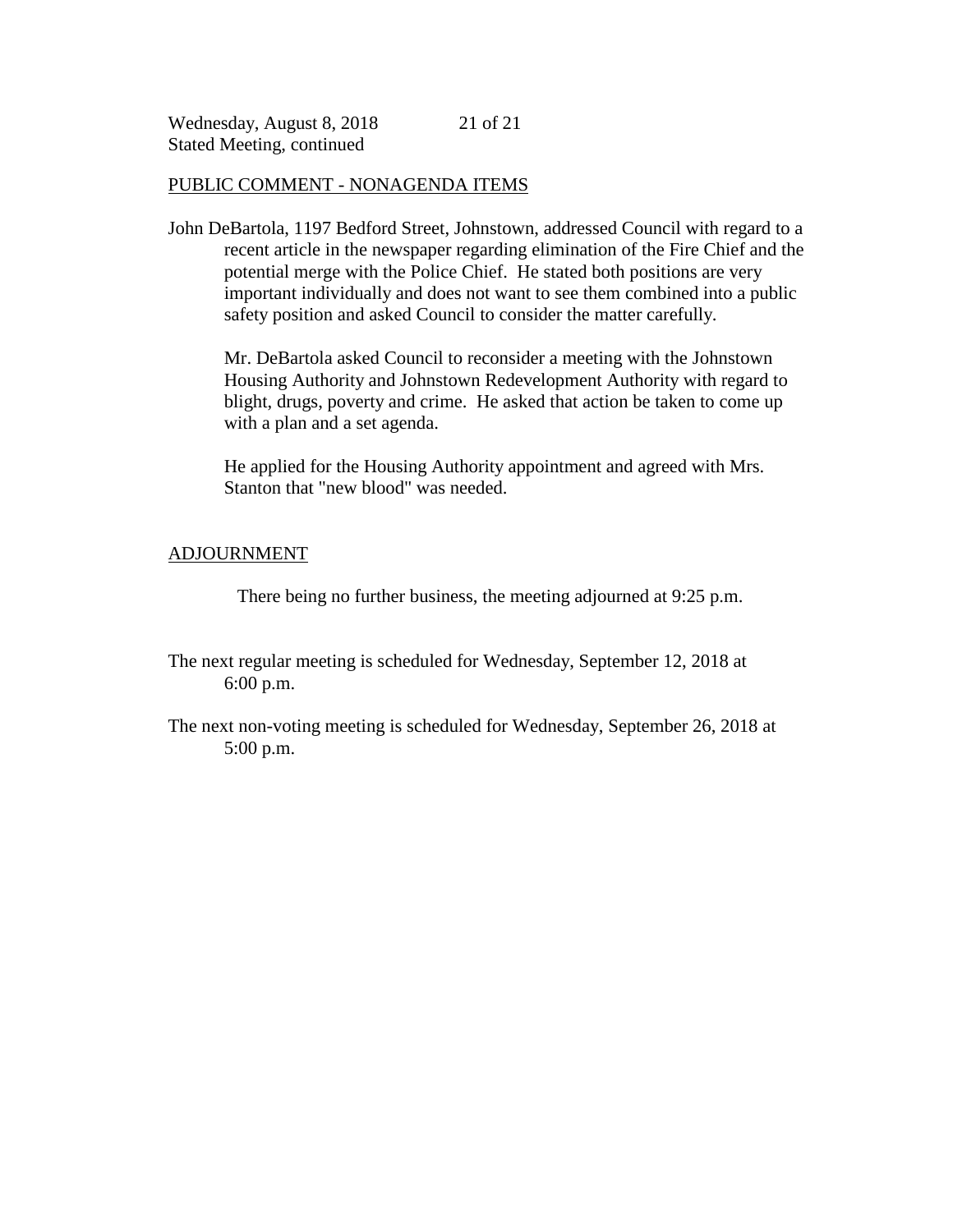## PUBLIC COMMENT - NONAGENDA ITEMS

John DeBartola, 1197 Bedford Street, Johnstown, addressed Council with regard to a recent article in the newspaper regarding elimination of the Fire Chief and the potential merge with the Police Chief. He stated both positions are very important individually and does not want to see them combined into a public safety position and asked Council to consider the matter carefully.

Mr. DeBartola asked Council to reconsider a meeting with the Johnstown Housing Authority and Johnstown Redevelopment Authority with regard to blight, drugs, poverty and crime. He asked that action be taken to come up with a plan and a set agenda.

He applied for the Housing Authority appointment and agreed with Mrs. Stanton that "new blood" was needed.

## ADJOURNMENT

There being no further business, the meeting adjourned at 9:25 p.m.

The next regular meeting is scheduled for Wednesday, September 12, 2018 at 6:00 p.m.

The next non-voting meeting is scheduled for Wednesday, September 26, 2018 at 5:00 p.m.